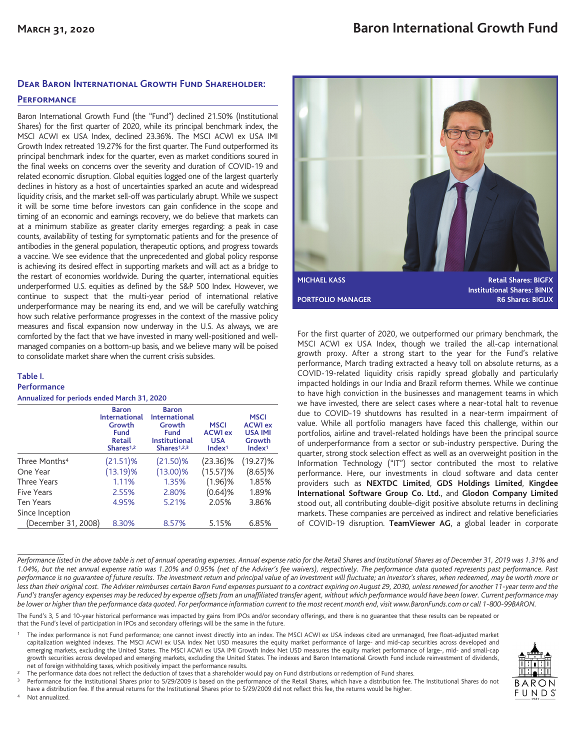# Baron International Growth Fund

**March 31, 2020**

## Dear Baron International Growth Fund Shareholder:

### Performance

Baron International Growth Fund (the "Fund") declined 21.50% (Institutional Shares) for the first quarter of 2020, while its principal benchmark index, the MSCI ACWI ex USA Index, declined 23.36%. The MSCI ACWI ex USA IMI Growth Index retreated 19.27% for the first quarter. The Fund outperformed its principal benchmark index for the quarter, even as market conditions soured in the final weeks on concerns over the severity and duration of COVID-19 and related economic disruption. Global equities logged one of the largest quarterly declines in history as a host of uncertainties sparked an acute and widespread liquidity crisis, and the market sell-off was particularly abrupt. While we suspect it will be some time before investors can gain confidence in the scope and timing of an economic and earnings recovery, we do believe that markets can at a minimum stabilize as greater clarity emerges regarding: a peak in case counts, availability of testing for symptomatic patients and for the presence of antibodies in the general population, therapeutic options, and progress towards a vaccine. We see evidence that the unprecedented and global policy response is achieving its desired effect in supporting markets and will act as a bridge to the restart of economies worldwide. During the quarter, international equities underperformed U.S. equities as defined by the S&P 500 Index. However, we continue to suspect that the multi-year period of international relative underperformance may be nearing its end, and we will be carefully watching how such relative performance progresses in the context of the massive policy measures and fiscal expansion now underway in the U.S. As always, we are comforted by the fact that we have invested in many well-positioned and well-managed companies on a bottom-up basis, and we believe many will be poised to consolidate market share when the current crisis subsides.

**Table I.**
**Performance**
**Annualized for periods ended March 31, 2020**

| | Baron International Growth Fund Retail Shares[1,2] | Baron International Growth Fund Institutional Shares[1,2,3] | MSCI ACWI ex USA Index[1] | MSCI ACWI ex USA IMI Growth Index[1] |
|---|---|---|---|---|
| Three Months[4] | (21.51)% | (21.50)% | (23.36)% | (19.27)% |
| One Year | (13.19)% | (13.00)% | (15.57)% | (8.65)% |
| Three Years | 1.11% | 1.35% | (1.96)% | 1.85% |
| Five Years | 2.55% | 2.80% | (0.64)% | 1.89% |
| Ten Years | 4.95% | 5.21% | 2.05% | 3.86% |
| Since Inception (December 31, 2008) | 8.30% | 8.57% | 5.15% | 6.85% |

**MICHAEL KASS**
**PORTFOLIO MANAGER**

**Retail Shares: BIGFX**
**Institutional Shares: BINIX**
**R6 Shares: BIGUX**

For the first quarter of 2020, we outperformed our primary benchmark, the MSCI ACWI ex USA Index, though we trailed the all-cap international growth proxy. After a strong start to the year for the Fund's relative performance, March trading extracted a heavy toll on absolute returns, as a COVID-19-related liquidity crisis rapidly spread globally and particularly impacted holdings in our India and Brazil reform themes. While we continue to have high conviction in the businesses and management teams in which we have invested, there are select cases where a near-total halt to revenue due to COVID-19 shutdowns has resulted in a near-term impairment of value. While all portfolio managers have faced this challenge, within our portfolios, airline and travel-related holdings have been the principal source of underperformance from a sector or sub-industry perspective. During the quarter, strong stock selection effect as well as an overweight position in the Information Technology ("IT") sector contributed the most to relative performance. Here, our investments in cloud software and data center providers such as **NEXTDC Limited**, **GDS Holdings Limited**, **Kingdee International Software Group Co. Ltd.**, and **Glodon Company Limited** stood out, all contributing double-digit positive absolute returns in declining markets. These companies are perceived as indirect and relative beneficiaries of COVID-19 disruption. **TeamViewer AG**, a global leader in corporate

*Performance listed in the above table is net of annual operating expenses. Annual expense ratio for the Retail Shares and Institutional Shares as of December 31, 2019 was 1.31% and 1.04%, but the net annual expense ratio was 1.20% and 0.95% (net of the Adviser's fee waivers), respectively. The performance data quoted represents past performance. Past performance is no guarantee of future results. The investment return and principal value of an investment will fluctuate; an investor's shares, when redeemed, may be worth more or less than their original cost. The Adviser reimburses certain Baron Fund expenses pursuant to a contract expiring on August 29, 2030, unless renewed for another 11-year term and the Fund's transfer agency expenses may be reduced by expense offsets from an unaffiliated transfer agent, without which performance would have been lower. Current performance may be lower or higher than the performance data quoted. For performance information current to the most recent month end, visit www.BaronFunds.com or call 1-800-99BARON.*

The Fund's 3, 5 and 10-year historical performance was impacted by gains from IPOs and/or secondary offerings, and there is no guarantee that these results can be repeated or that the Fund's level of participation in IPOs and secondary offerings will be the same in the future.

[1] The index performance is not Fund performance; one cannot invest directly into an index. The MSCI ACWI ex USA indexes cited are unmanaged, free float-adjusted market capitalization weighted indexes. The MSCI ACWI ex USA Index Net USD measures the equity market performance of large- and mid-cap securities across developed and emerging markets, excluding the United States. The MSCI ACWI ex USA IMI Growth Index Net USD measures the equity market performance of large-, mid- and small-cap growth securities across developed and emerging markets, excluding the United States. The indexes and Baron International Growth Fund include reinvestment of dividends, net of foreign withholding taxes, which positively impact the performance results.

[2] The performance data does not reflect the deduction of taxes that a shareholder would pay on Fund distributions or redemption of Fund shares.

[3] Performance for the Institutional Shares prior to 5/29/2009 is based on the performance of the Retail Shares, which have a distribution fee. The Institutional Shares do not have a distribution fee. If the annual returns for the Institutional Shares prior to 5/29/2009 did not reflect this fee, the returns would be higher.

[4] Not annualized.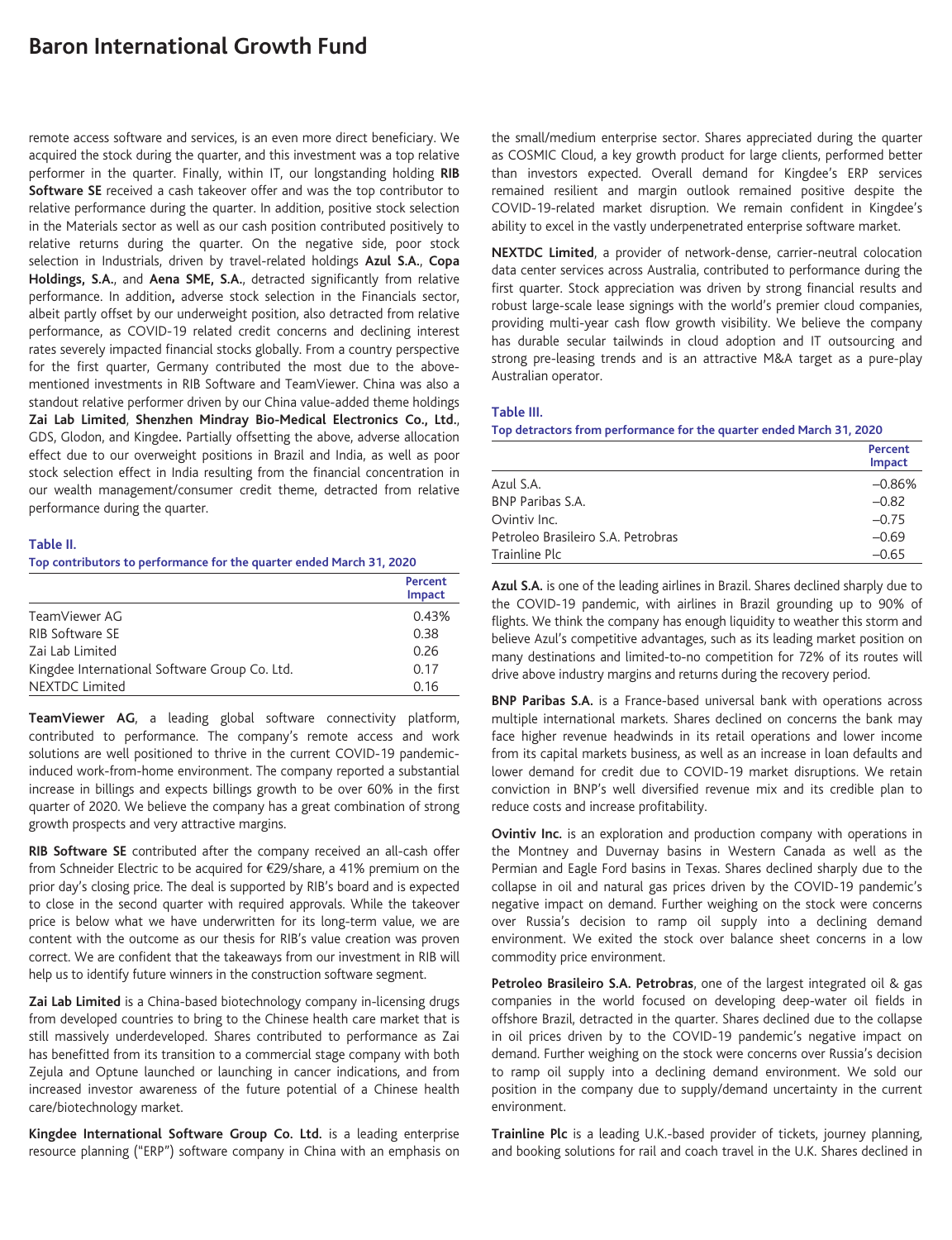remote access software and services, is an even more direct beneficiary. We acquired the stock during the quarter, and this investment was a top relative performer in the quarter. Finally, within IT, our longstanding holding **RIB Software SE** received a cash takeover offer and was the top contributor to relative performance during the quarter. In addition, positive stock selection in the Materials sector as well as our cash position contributed positively to relative returns during the quarter. On the negative side, poor stock selection in Industrials, driven by travel-related holdings **Azul S.A.**, **Copa Holdings, S.A.**, and **Aena SME, S.A.**, detracted significantly from relative performance. In addition**,** adverse stock selection in the Financials sector, albeit partly offset by our underweight position, also detracted from relative performance, as COVID-19 related credit concerns and declining interest rates severely impacted financial stocks globally. From a country perspective for the first quarter, Germany contributed the most due to the above-mentioned investments in RIB Software and TeamViewer. China was also a standout relative performer driven by our China value-added theme holdings **Zai Lab Limited**, **Shenzhen Mindray Bio-Medical Electronics Co., Ltd.**, GDS, Glodon, and Kingdee**.** Partially offsetting the above, adverse allocation effect due to our overweight positions in Brazil and India, as well as poor stock selection effect in India resulting from the financial concentration in our wealth management/consumer credit theme, detracted from relative performance during the quarter.

**Table II.**

**Top contributors to performance for the quarter ended March 31, 2020**

| | Percent Impact |
|---|---|
| TeamViewer AG | 0.43% |
| RIB Software SE | 0.38 |
| Zai Lab Limited | 0.26 |
| Kingdee International Software Group Co. Ltd. | 0.17 |
| NEXTDC Limited | 0.16 |

**TeamViewer AG**, a leading global software connectivity platform, contributed to performance. The company's remote access and work solutions are well positioned to thrive in the current COVID-19 pandemic-induced work-from-home environment. The company reported a substantial increase in billings and expects billings growth to be over 60% in the first quarter of 2020. We believe the company has a great combination of strong growth prospects and very attractive margins.

**RIB Software SE** contributed after the company received an all-cash offer from Schneider Electric to be acquired for €29/share, a 41% premium on the prior day's closing price. The deal is supported by RIB's board and is expected to close in the second quarter with required approvals. While the takeover price is below what we have underwritten for its long-term value, we are content with the outcome as our thesis for RIB's value creation was proven correct. We are confident that the takeaways from our investment in RIB will help us to identify future winners in the construction software segment.

**Zai Lab Limited** is a China-based biotechnology company in-licensing drugs from developed countries to bring to the Chinese health care market that is still massively underdeveloped. Shares contributed to performance as Zai has benefitted from its transition to a commercial stage company with both Zejula and Optune launched or launching in cancer indications, and from increased investor awareness of the future potential of a Chinese health care/biotechnology market.

**Kingdee International Software Group Co. Ltd.** is a leading enterprise resource planning ("ERP") software company in China with an emphasis on the small/medium enterprise sector. Shares appreciated during the quarter as COSMIC Cloud, a key growth product for large clients, performed better than investors expected. Overall demand for Kingdee's ERP services remained resilient and margin outlook remained positive despite the COVID-19-related market disruption. We remain confident in Kingdee's ability to excel in the vastly underpenetrated enterprise software market.

**NEXTDC Limited**, a provider of network-dense, carrier-neutral colocation data center services across Australia, contributed to performance during the first quarter. Stock appreciation was driven by strong financial results and robust large-scale lease signings with the world's premier cloud companies, providing multi-year cash flow growth visibility. We believe the company has durable secular tailwinds in cloud adoption and IT outsourcing and strong pre-leasing trends and is an attractive M&A target as a pure-play Australian operator.

**Table III.**

**Top detractors from performance for the quarter ended March 31, 2020**

| | Percent Impact |
|---|---|
| Azul S.A. | –0.86% |
| BNP Paribas S.A. | –0.82 |
| Ovintiv Inc. | –0.75 |
| Petroleo Brasileiro S.A. Petrobras | –0.69 |
| Trainline Plc | –0.65 |

**Azul S.A.** is one of the leading airlines in Brazil. Shares declined sharply due to the COVID-19 pandemic, with airlines in Brazil grounding up to 90% of flights. We think the company has enough liquidity to weather this storm and believe Azul's competitive advantages, such as its leading market position on many destinations and limited-to-no competition for 72% of its routes will drive above industry margins and returns during the recovery period.

**BNP Paribas S.A.** is a France-based universal bank with operations across multiple international markets. Shares declined on concerns the bank may face higher revenue headwinds in its retail operations and lower income from its capital markets business, as well as an increase in loan defaults and lower demand for credit due to COVID-19 market disruptions. We retain conviction in BNP's well diversified revenue mix and its credible plan to reduce costs and increase profitability.

**Ovintiv Inc.** is an exploration and production company with operations in the Montney and Duvernay basins in Western Canada as well as the Permian and Eagle Ford basins in Texas. Shares declined sharply due to the collapse in oil and natural gas prices driven by the COVID-19 pandemic's negative impact on demand. Further weighing on the stock were concerns over Russia's decision to ramp oil supply into a declining demand environment. We exited the stock over balance sheet concerns in a low commodity price environment.

**Petroleo Brasileiro S.A. Petrobras**, one of the largest integrated oil & gas companies in the world focused on developing deep-water oil fields in offshore Brazil, detracted in the quarter. Shares declined due to the collapse in oil prices driven by to the COVID-19 pandemic's negative impact on demand. Further weighing on the stock were concerns over Russia's decision to ramp oil supply into a declining demand environment. We sold our position in the company due to supply/demand uncertainty in the current environment.

**Trainline Plc** is a leading U.K.-based provider of tickets, journey planning, and booking solutions for rail and coach travel in the U.K. Shares declined in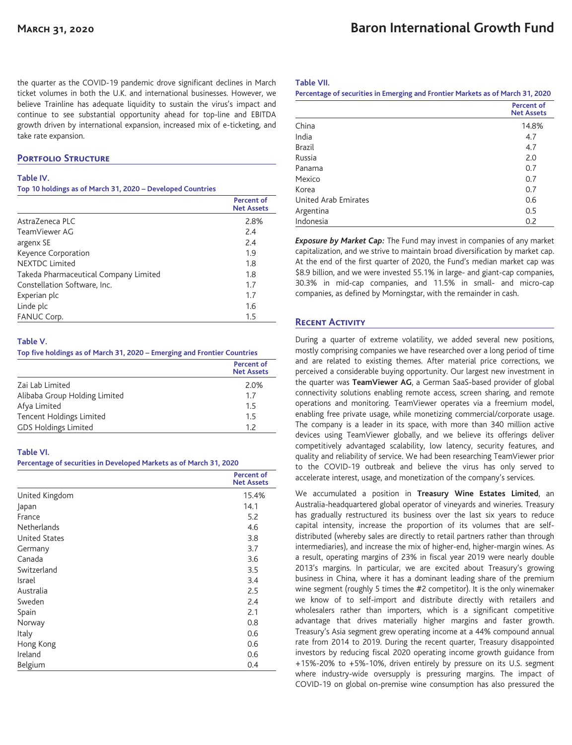the quarter as the COVID-19 pandemic drove significant declines in March ticket volumes in both the U.K. and international businesses. However, we believe Trainline has adequate liquidity to sustain the virus's impact and continue to see substantial opportunity ahead for top-line and EBITDA growth driven by international expansion, increased mix of e-ticketing, and take rate expansion.

## Portfolio Structure

**Table IV.**

**Top 10 holdings as of March 31, 2020 – Developed Countries**

| | Percent of Net Assets |
|---|---|
| AstraZeneca PLC | 2.8% |
| TeamViewer AG | 2.4 |
| argenx SE | 2.4 |
| Keyence Corporation | 1.9 |
| NEXTDC Limited | 1.8 |
| Takeda Pharmaceutical Company Limited | 1.8 |
| Constellation Software, Inc. | 1.7 |
| Experian plc | 1.7 |
| Linde plc | 1.6 |
| FANUC Corp. | 1.5 |

**Table V.**

**Top five holdings as of March 31, 2020 – Emerging and Frontier Countries**

| | Percent of Net Assets |
|---|---|
| Zai Lab Limited | 2.0% |
| Alibaba Group Holding Limited | 1.7 |
| Afya Limited | 1.5 |
| Tencent Holdings Limited | 1.5 |
| GDS Holdings Limited | 1.2 |

**Table VI.**

**Percentage of securities in Developed Markets as of March 31, 2020**

| | Percent of Net Assets |
|---|---|
| United Kingdom | 15.4% |
| Japan | 14.1 |
| France | 5.2 |
| Netherlands | 4.6 |
| United States | 3.8 |
| Germany | 3.7 |
| Canada | 3.6 |
| Switzerland | 3.5 |
| Israel | 3.4 |
| Australia | 2.5 |
| Sweden | 2.4 |
| Spain | 2.1 |
| Norway | 0.8 |
| Italy | 0.6 |
| Hong Kong | 0.6 |
| Ireland | 0.6 |
| Belgium | 0.4 |

**Table VII.**

**Percentage of securities in Emerging and Frontier Markets as of March 31, 2020**

| | Percent of Net Assets |
|---|---|
| China | 14.8% |
| India | 4.7 |
| Brazil | 4.7 |
| Russia | 2.0 |
| Panama | 0.7 |
| Mexico | 0.7 |
| Korea | 0.7 |
| United Arab Emirates | 0.6 |
| Argentina | 0.5 |
| Indonesia | 0.2 |

***Exposure by Market Cap:*** The Fund may invest in companies of any market capitalization, and we strive to maintain broad diversification by market cap. At the end of the first quarter of 2020, the Fund's median market cap was $8.9 billion, and we were invested 55.1% in large- and giant-cap companies, 30.3% in mid-cap companies, and 11.5% in small- and micro-cap companies, as defined by Morningstar, with the remainder in cash.

## Recent Activity

During a quarter of extreme volatility, we added several new positions, mostly comprising companies we have researched over a long period of time and are related to existing themes. After material price corrections, we perceived a considerable buying opportunity. Our largest new investment in the quarter was **TeamViewer AG**, a German SaaS-based provider of global connectivity solutions enabling remote access, screen sharing, and remote operations and monitoring. TeamViewer operates via a freemium model, enabling free private usage, while monetizing commercial/corporate usage. The company is a leader in its space, with more than 340 million active devices using TeamViewer globally, and we believe its offerings deliver competitively advantaged scalability, low latency, security features, and quality and reliability of service. We had been researching TeamViewer prior to the COVID-19 outbreak and believe the virus has only served to accelerate interest, usage, and monetization of the company's services.

We accumulated a position in **Treasury Wine Estates Limited**, an Australia-headquartered global operator of vineyards and wineries. Treasury has gradually restructured its business over the last six years to reduce capital intensity, increase the proportion of its volumes that are self-distributed (whereby sales are directly to retail partners rather than through intermediaries), and increase the mix of higher-end, higher-margin wines. As a result, operating margins of 23% in fiscal year 2019 were nearly double 2013's margins. In particular, we are excited about Treasury's growing business in China, where it has a dominant leading share of the premium wine segment (roughly 5 times the #2 competitor). It is the only winemaker we know of to self-import and distribute directly with retailers and wholesalers rather than importers, which is a significant competitive advantage that drives materially higher margins and faster growth. Treasury's Asia segment grew operating income at a 44% compound annual rate from 2014 to 2019. During the recent quarter, Treasury disappointed investors by reducing fiscal 2020 operating income growth guidance from +15%-20% to +5%-10%, driven entirely by pressure on its U.S. segment where industry-wide oversupply is pressuring margins. The impact of COVID-19 on global on-premise wine consumption has also pressured the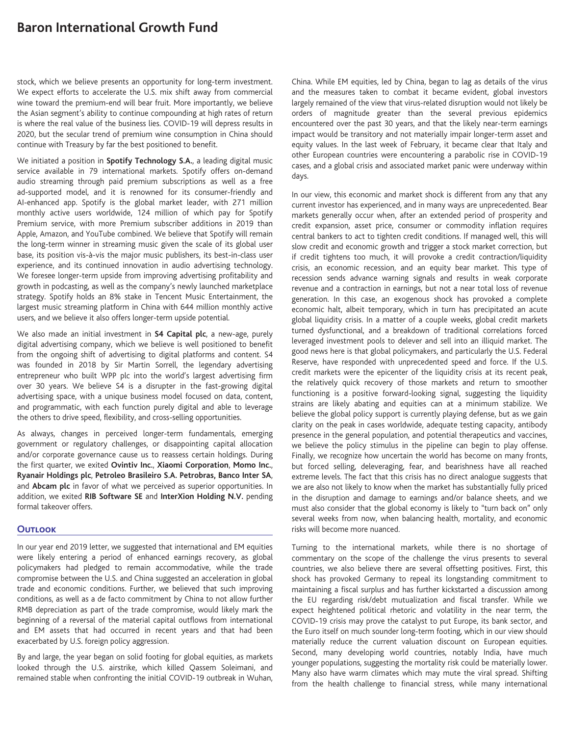stock, which we believe presents an opportunity for long-term investment. We expect efforts to accelerate the U.S. mix shift away from commercial wine toward the premium-end will bear fruit. More importantly, we believe the Asian segment's ability to continue compounding at high rates of return is where the real value of the business lies. COVID-19 will depress results in 2020, but the secular trend of premium wine consumption in China should continue with Treasury by far the best positioned to benefit.

We initiated a position in **Spotify Technology S.A.**, a leading digital music service available in 79 international markets. Spotify offers on-demand audio streaming through paid premium subscriptions as well as a free ad-supported model, and it is renowned for its consumer-friendly and AI-enhanced app. Spotify is the global market leader, with 271 million monthly active users worldwide, 124 million of which pay for Spotify Premium service, with more Premium subscriber additions in 2019 than Apple, Amazon, and YouTube combined. We believe that Spotify will remain the long-term winner in streaming music given the scale of its global user base, its position vis-à-vis the major music publishers, its best-in-class user experience, and its continued innovation in audio advertising technology. We foresee longer-term upside from improving advertising profitability and growth in podcasting, as well as the company's newly launched marketplace strategy. Spotify holds an 8% stake in Tencent Music Entertainment, the largest music streaming platform in China with 644 million monthly active users, and we believe it also offers longer-term upside potential.

We also made an initial investment in **S4 Capital plc**, a new-age, purely digital advertising company, which we believe is well positioned to benefit from the ongoing shift of advertising to digital platforms and content. S4 was founded in 2018 by Sir Martin Sorrell, the legendary advertising entrepreneur who built WPP plc into the world's largest advertising firm over 30 years. We believe S4 is a disrupter in the fast-growing digital advertising space, with a unique business model focused on data, content, and programmatic, with each function purely digital and able to leverage the others to drive speed, flexibility, and cross-selling opportunities.

As always, changes in perceived longer-term fundamentals, emerging government or regulatory challenges, or disappointing capital allocation and/or corporate governance cause us to reassess certain holdings. During the first quarter, we exited **Ovintiv Inc.**, **Xiaomi Corporation**, **Momo Inc.**, **Ryanair Holdings plc**, **Petroleo Brasileiro S.A. Petrobras, Banco Inter SA**, and **Abcam plc** in favor of what we perceived as superior opportunities. In addition, we exited **RIB Software SE** and **InterXion Holding N.V.** pending formal takeover offers.

## Outlook

In our year end 2019 letter, we suggested that international and EM equities were likely entering a period of enhanced earnings recovery, as global policymakers had pledged to remain accommodative, while the trade compromise between the U.S. and China suggested an acceleration in global trade and economic conditions. Further, we believed that such improving conditions, as well as a de facto commitment by China to not allow further RMB depreciation as part of the trade compromise, would likely mark the beginning of a reversal of the material capital outflows from international and EM assets that had occurred in recent years and that had been exacerbated by U.S. foreign policy aggression.

By and large, the year began on solid footing for global equities, as markets looked through the U.S. airstrike, which killed Qassem Soleimani, and remained stable when confronting the initial COVID-19 outbreak in Wuhan, China. While EM equities, led by China, began to lag as details of the virus and the measures taken to combat it became evident, global investors largely remained of the view that virus-related disruption would not likely be orders of magnitude greater than the several previous epidemics encountered over the past 30 years, and that the likely near-term earnings impact would be transitory and not materially impair longer-term asset and equity values. In the last week of February, it became clear that Italy and other European countries were encountering a parabolic rise in COVID-19 cases, and a global crisis and associated market panic were underway within days.

In our view, this economic and market shock is different from any that any current investor has experienced, and in many ways are unprecedented. Bear markets generally occur when, after an extended period of prosperity and credit expansion, asset price, consumer or commodity inflation requires central bankers to act to tighten credit conditions. If managed well, this will slow credit and economic growth and trigger a stock market correction, but if credit tightens too much, it will provoke a credit contraction/liquidity crisis, an economic recession, and an equity bear market. This type of recession sends advance warning signals and results in weak corporate revenue and a contraction in earnings, but not a near total loss of revenue generation. In this case, an exogenous shock has provoked a complete economic halt, albeit temporary, which in turn has precipitated an acute global liquidity crisis. In a matter of a couple weeks, global credit markets turned dysfunctional, and a breakdown of traditional correlations forced leveraged investment pools to delever and sell into an illiquid market. The good news here is that global policymakers, and particularly the U.S. Federal Reserve, have responded with unprecedented speed and force. If the U.S. credit markets were the epicenter of the liquidity crisis at its recent peak, the relatively quick recovery of those markets and return to smoother functioning is a positive forward-looking signal, suggesting the liquidity strains are likely abating and equities can at a minimum stabilize. We believe the global policy support is currently playing defense, but as we gain clarity on the peak in cases worldwide, adequate testing capacity, antibody presence in the general population, and potential therapeutics and vaccines, we believe the policy stimulus in the pipeline can begin to play offense. Finally, we recognize how uncertain the world has become on many fronts, but forced selling, deleveraging, fear, and bearishness have all reached extreme levels. The fact that this crisis has no direct analogue suggests that we are also not likely to know when the market has substantially fully priced in the disruption and damage to earnings and/or balance sheets, and we must also consider that the global economy is likely to "turn back on" only several weeks from now, when balancing health, mortality, and economic risks will become more nuanced.

Turning to the international markets, while there is no shortage of commentary on the scope of the challenge the virus presents to several countries, we also believe there are several offsetting positives. First, this shock has provoked Germany to repeal its longstanding commitment to maintaining a fiscal surplus and has further kickstarted a discussion among the EU regarding risk/debt mutualization and fiscal transfer. While we expect heightened political rhetoric and volatility in the near term, the COVID-19 crisis may prove the catalyst to put Europe, its bank sector, and the Euro itself on much sounder long-term footing, which in our view should materially reduce the current valuation discount on European equities. Second, many developing world countries, notably India, have much younger populations, suggesting the mortality risk could be materially lower. Many also have warm climates which may mute the viral spread. Shifting from the health challenge to financial stress, while many international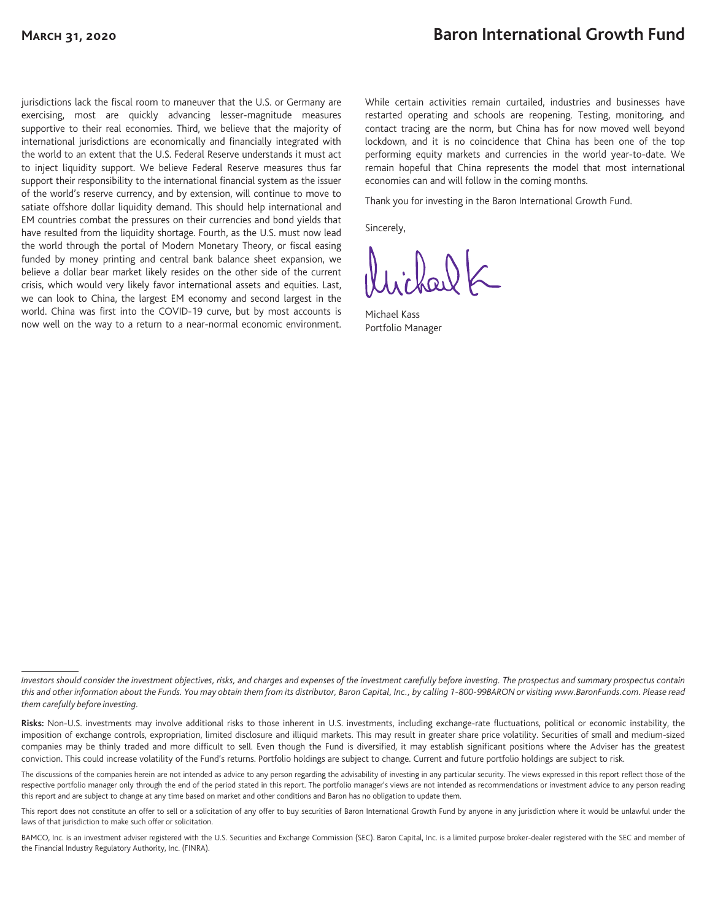jurisdictions lack the fiscal room to maneuver that the U.S. or Germany are exercising, most are quickly advancing lesser-magnitude measures supportive to their real economies. Third, we believe that the majority of international jurisdictions are economically and financially integrated with the world to an extent that the U.S. Federal Reserve understands it must act to inject liquidity support. We believe Federal Reserve measures thus far support their responsibility to the international financial system as the issuer of the world's reserve currency, and by extension, will continue to move to satiate offshore dollar liquidity demand. This should help international and EM countries combat the pressures on their currencies and bond yields that have resulted from the liquidity shortage. Fourth, as the U.S. must now lead the world through the portal of Modern Monetary Theory, or fiscal easing funded by money printing and central bank balance sheet expansion, we believe a dollar bear market likely resides on the other side of the current crisis, which would very likely favor international assets and equities. Last, we can look to China, the largest EM economy and second largest in the world. China was first into the COVID-19 curve, but by most accounts is now well on the way to a return to a near-normal economic environment. While certain activities remain curtailed, industries and businesses have restarted operating and schools are reopening. Testing, monitoring, and contact tracing are the norm, but China has for now moved well beyond lockdown, and it is no coincidence that China has been one of the top performing equity markets and currencies in the world year-to-date. We remain hopeful that China represents the model that most international economies can and will follow in the coming months.

Thank you for investing in the Baron International Growth Fund.

Sincerely,

Michael Kass
Portfolio Manager

*Investors should consider the investment objectives, risks, and charges and expenses of the investment carefully before investing. The prospectus and summary prospectus contain this and other information about the Funds. You may obtain them from its distributor, Baron Capital, Inc., by calling 1-800-99BARON or visiting www.BaronFunds.com. Please read them carefully before investing.*

**Risks:** Non-U.S. investments may involve additional risks to those inherent in U.S. investments, including exchange-rate fluctuations, political or economic instability, the imposition of exchange controls, expropriation, limited disclosure and illiquid markets. This may result in greater share price volatility. Securities of small and medium-sized companies may be thinly traded and more difficult to sell. Even though the Fund is diversified, it may establish significant positions where the Adviser has the greatest conviction. This could increase volatility of the Fund's returns. Portfolio holdings are subject to change. Current and future portfolio holdings are subject to risk.

The discussions of the companies herein are not intended as advice to any person regarding the advisability of investing in any particular security. The views expressed in this report reflect those of the respective portfolio manager only through the end of the period stated in this report. The portfolio manager's views are not intended as recommendations or investment advice to any person reading this report and are subject to change at any time based on market and other conditions and Baron has no obligation to update them.

This report does not constitute an offer to sell or a solicitation of any offer to buy securities of Baron International Growth Fund by anyone in any jurisdiction where it would be unlawful under the laws of that jurisdiction to make such offer or solicitation.

BAMCO, Inc. is an investment adviser registered with the U.S. Securities and Exchange Commission (SEC). Baron Capital, Inc. is a limited purpose broker-dealer registered with the SEC and member of the Financial Industry Regulatory Authority, Inc. (FINRA).